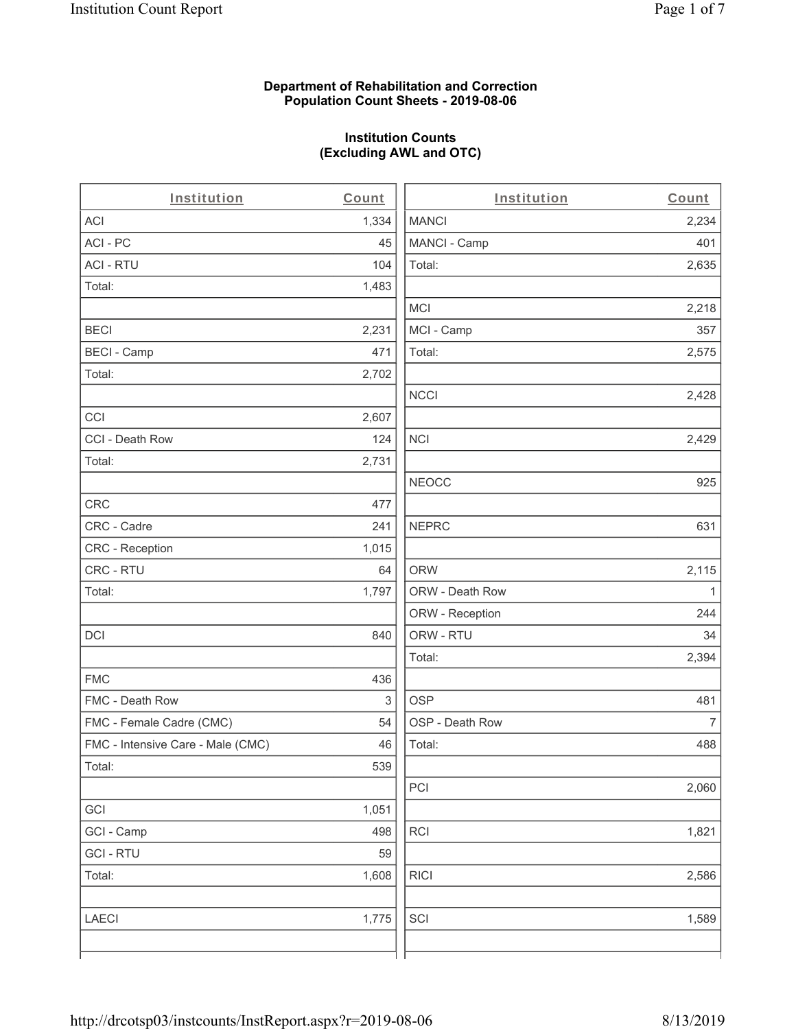**Department of Rehabilitation and Correction**
**Population Count Sheets - 2019-08-06**

**Institution Counts**
**(Excluding AWL and OTC)**

| Institution | Count |
|---|---|
| ACI | 1,334 |
| ACI - PC | 45 |
| ACI - RTU | 104 |
| Total: | 1,483 |
| | |
| BECI | 2,231 |
| BECI - Camp | 471 |
| Total: | 2,702 |
| | |
| CCI | 2,607 |
| CCI - Death Row | 124 |
| Total: | 2,731 |
| | |
| CRC | 477 |
| CRC - Cadre | 241 |
| CRC - Reception | 1,015 |
| CRC - RTU | 64 |
| Total: | 1,797 |
| | |
| DCI | 840 |
| | |
| FMC | 436 |
| FMC - Death Row | 3 |
| FMC - Female Cadre (CMC) | 54 |
| FMC - Intensive Care - Male (CMC) | 46 |
| Total: | 539 |
| | |
| GCI | 1,051 |
| GCI - Camp | 498 |
| GCI - RTU | 59 |
| Total: | 1,608 |
| | |
| LAECI | 1,775 |
| | |
| MANCI | 2,234 |
| MANCI - Camp | 401 |
| Total: | 2,635 |
| | |
| MCI | 2,218 |
| MCI - Camp | 357 |
| Total: | 2,575 |
| | |
| NCCI | 2,428 |
| | |
| NCI | 2,429 |
| | |
| NEOCC | 925 |
| | |
| NEPRC | 631 |
| | |
| ORW | 2,115 |
| ORW - Death Row | 1 |
| ORW - Reception | 244 |
| ORW - RTU | 34 |
| Total: | 2,394 |
| | |
| OSP | 481 |
| OSP - Death Row | 7 |
| Total: | 488 |
| | |
| PCI | 2,060 |
| | |
| RCI | 1,821 |
| | |
| RICI | 2,586 |
| | |
| SCI | 1,589 |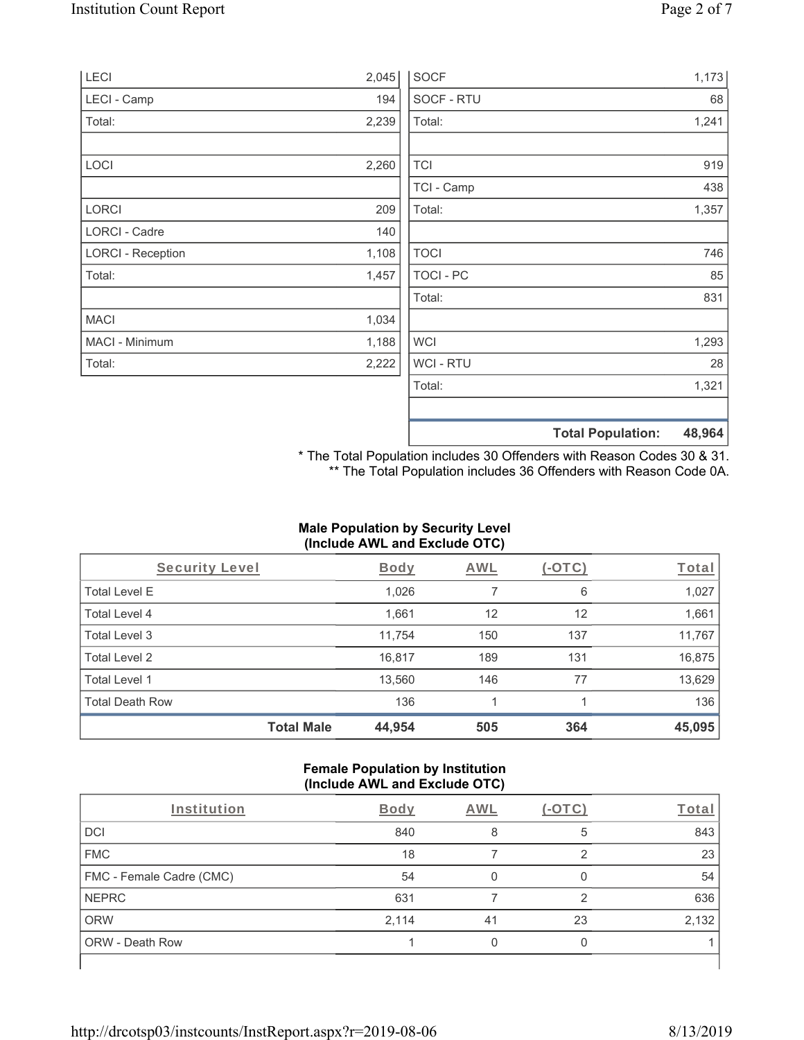| | |
|---|---|
| LECI | 2,045 |
| LECI - Camp | 194 |
| Total: | 2,239 |
| | |
| LOCI | 2,260 |
| | |
| LORCI | 209 |
| LORCI - Cadre | 140 |
| LORCI - Reception | 1,108 |
| Total: | 1,457 |
| | |
| MACI | 1,034 |
| MACI - Minimum | 1,188 |
| Total: | 2,222 |

| | |
|---|---|
| SOCF | 1,173 |
| SOCF - RTU | 68 |
| Total: | 1,241 |
| | |
| TCI | 919 |
| TCI - Camp | 438 |
| Total: | 1,357 |
| | |
| TOCI | 746 |
| TOCI - PC | 85 |
| Total: | 831 |
| | |
| WCI | 1,293 |
| WCI - RTU | 28 |
| Total: | 1,321 |
| | |
| **Total Population:** | **48,964** |

\* The Total Population includes 30 Offenders with Reason Codes 30 & 31.
\*\* The Total Population includes 36 Offenders with Reason Code 0A.

### Male Population by Security Level (Include AWL and Exclude OTC)

| Security Level | Body | AWL | (-OTC) | Total |
|---|---|---|---|---|
| Total Level E | 1,026 | 7 | 6 | 1,027 |
| Total Level 4 | 1,661 | 12 | 12 | 1,661 |
| Total Level 3 | 11,754 | 150 | 137 | 11,767 |
| Total Level 2 | 16,817 | 189 | 131 | 16,875 |
| Total Level 1 | 13,560 | 146 | 77 | 13,629 |
| Total Death Row | 136 | 1 | 1 | 136 |
| **Total Male** | **44,954** | **505** | **364** | **45,095** |

### Female Population by Institution (Include AWL and Exclude OTC)

| Institution | Body | AWL | (-OTC) | Total |
|---|---|---|---|---|
| DCI | 840 | 8 | 5 | 843 |
| FMC | 18 | 7 | 2 | 23 |
| FMC - Female Cadre (CMC) | 54 | 0 | 0 | 54 |
| NEPRC | 631 | 7 | 2 | 636 |
| ORW | 2,114 | 41 | 23 | 2,132 |
| ORW - Death Row | 1 | 0 | 0 | 1 |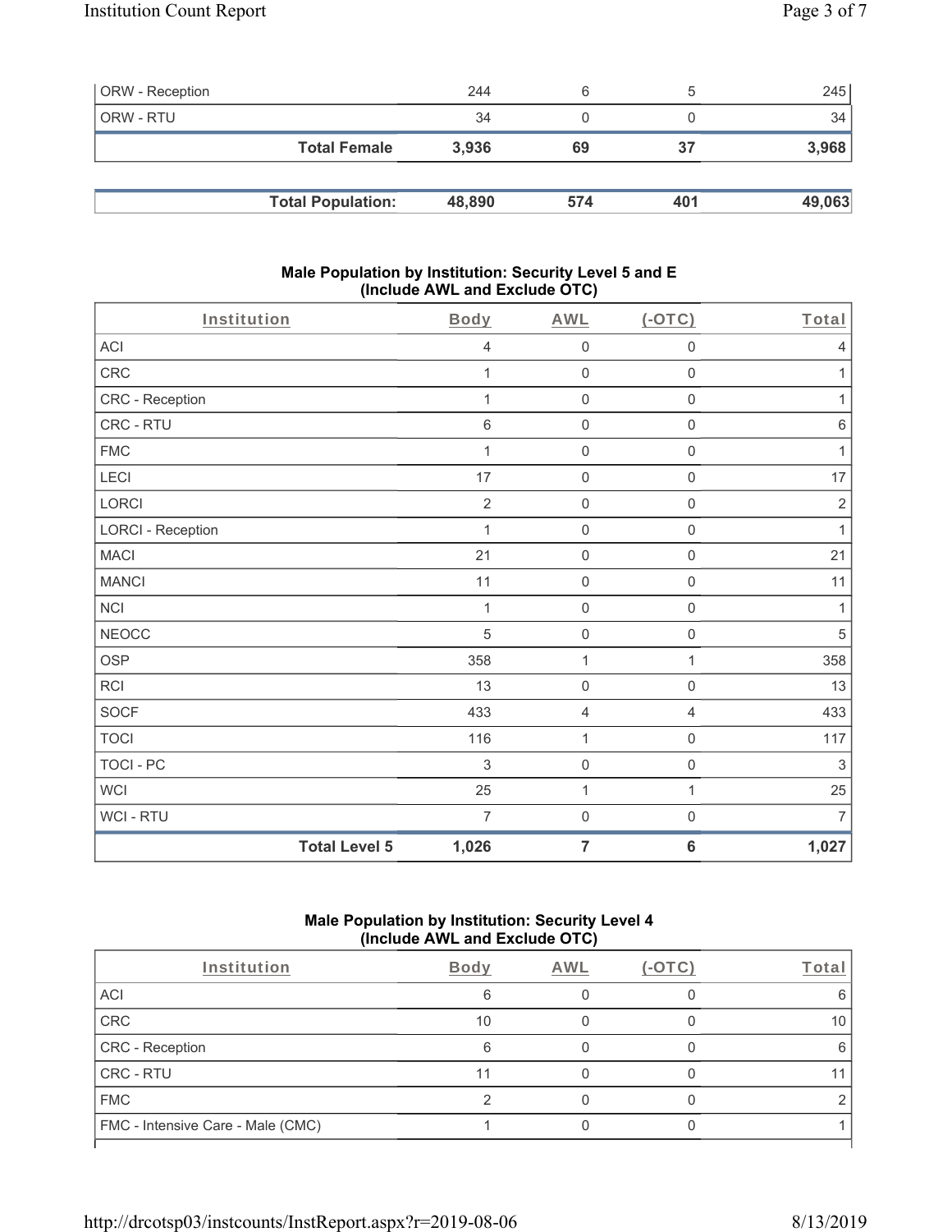| | | | | |
|---|---|---|---|---|
| ORW - Reception | 244 | 6 | 5 | 245 |
| ORW - RTU | 34 | 0 | 0 | 34 |
| **Total Female** | **3,936** | **69** | **37** | **3,968** |

| | | | | |
|---|---|---|---|---|
| **Total Population:** | **48,890** | **574** | **401** | **49,063** |

### Male Population by Institution: Security Level 5 and E (Include AWL and Exclude OTC)

| Institution | Body | AWL | (-OTC) | Total |
|---|---|---|---|---|
| ACI | 4 | 0 | 0 | 4 |
| CRC | 1 | 0 | 0 | 1 |
| CRC - Reception | 1 | 0 | 0 | 1 |
| CRC - RTU | 6 | 0 | 0 | 6 |
| FMC | 1 | 0 | 0 | 1 |
| LECI | 17 | 0 | 0 | 17 |
| LORCI | 2 | 0 | 0 | 2 |
| LORCI - Reception | 1 | 0 | 0 | 1 |
| MACI | 21 | 0 | 0 | 21 |
| MANCI | 11 | 0 | 0 | 11 |
| NCI | 1 | 0 | 0 | 1 |
| NEOCC | 5 | 0 | 0 | 5 |
| OSP | 358 | 1 | 1 | 358 |
| RCI | 13 | 0 | 0 | 13 |
| SOCF | 433 | 4 | 4 | 433 |
| TOCI | 116 | 1 | 0 | 117 |
| TOCI - PC | 3 | 0 | 0 | 3 |
| WCI | 25 | 1 | 1 | 25 |
| WCI - RTU | 7 | 0 | 0 | 7 |
| **Total Level 5** | **1,026** | **7** | **6** | **1,027** |

### Male Population by Institution: Security Level 4 (Include AWL and Exclude OTC)

| Institution | Body | AWL | (-OTC) | Total |
|---|---|---|---|---|
| ACI | 6 | 0 | 0 | 6 |
| CRC | 10 | 0 | 0 | 10 |
| CRC - Reception | 6 | 0 | 0 | 6 |
| CRC - RTU | 11 | 0 | 0 | 11 |
| FMC | 2 | 0 | 0 | 2 |
| FMC - Intensive Care - Male (CMC) | 1 | 0 | 0 | 1 |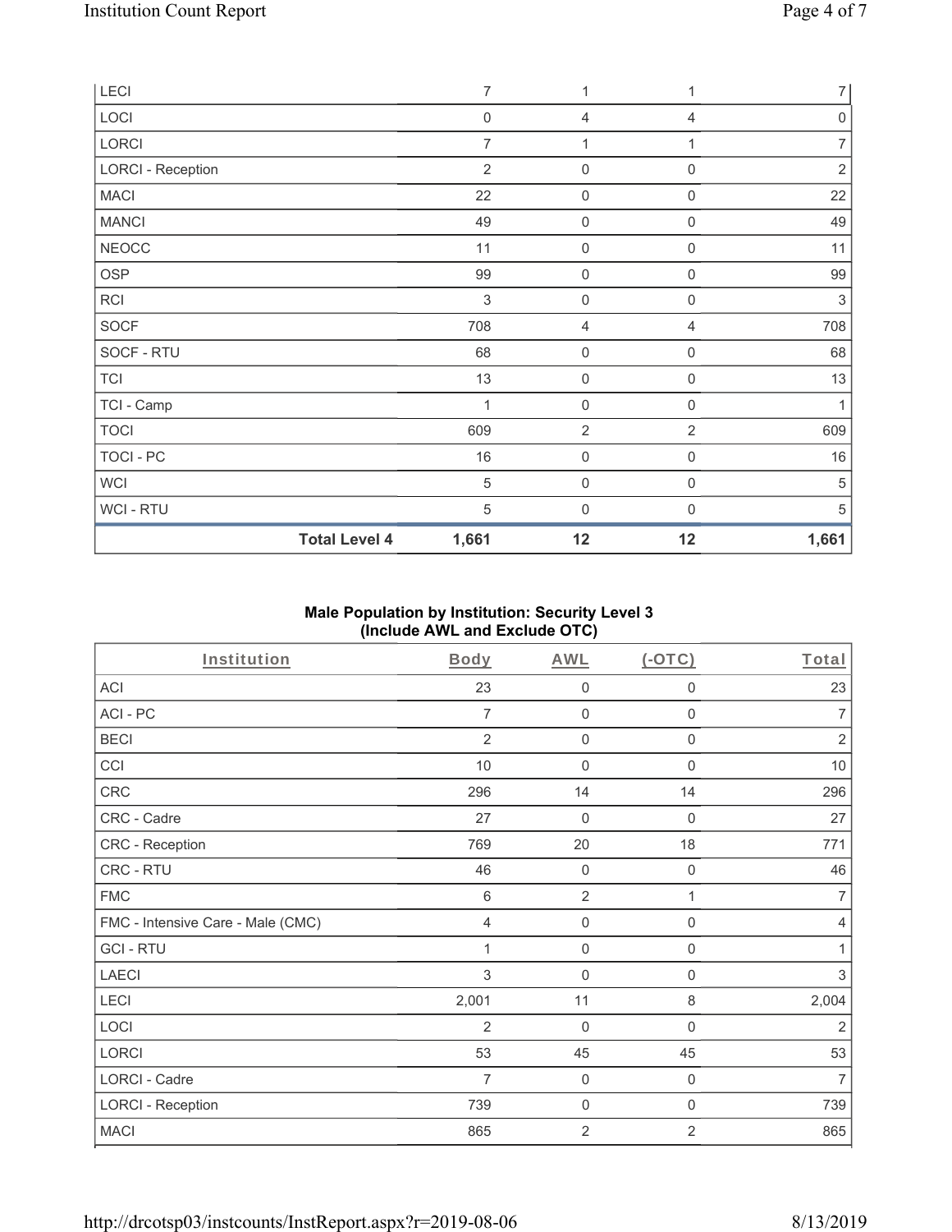| LECI | 7 | 1 | 1 | 7 |
|---|---|---|---|---|
| LOCI | 0 | 4 | 4 | 0 |
| LORCI | 7 | 1 | 1 | 7 |
| LORCI - Reception | 2 | 0 | 0 | 2 |
| MACI | 22 | 0 | 0 | 22 |
| MANCI | 49 | 0 | 0 | 49 |
| NEOCC | 11 | 0 | 0 | 11 |
| OSP | 99 | 0 | 0 | 99 |
| RCI | 3 | 0 | 0 | 3 |
| SOCF | 708 | 4 | 4 | 708 |
| SOCF - RTU | 68 | 0 | 0 | 68 |
| TCI | 13 | 0 | 0 | 13 |
| TCI - Camp | 1 | 0 | 0 | 1 |
| TOCI | 609 | 2 | 2 | 609 |
| TOCI - PC | 16 | 0 | 0 | 16 |
| WCI | 5 | 0 | 0 | 5 |
| WCI - RTU | 5 | 0 | 0 | 5 |
| **Total Level 4** | **1,661** | **12** | **12** | **1,661** |

### Male Population by Institution: Security Level 3 (Include AWL and Exclude OTC)

| Institution | Body | AWL | (-OTC) | Total |
|---|---|---|---|---|
| ACI | 23 | 0 | 0 | 23 |
| ACI - PC | 7 | 0 | 0 | 7 |
| BECI | 2 | 0 | 0 | 2 |
| CCI | 10 | 0 | 0 | 10 |
| CRC | 296 | 14 | 14 | 296 |
| CRC - Cadre | 27 | 0 | 0 | 27 |
| CRC - Reception | 769 | 20 | 18 | 771 |
| CRC - RTU | 46 | 0 | 0 | 46 |
| FMC | 6 | 2 | 1 | 7 |
| FMC - Intensive Care - Male (CMC) | 4 | 0 | 0 | 4 |
| GCI - RTU | 1 | 0 | 0 | 1 |
| LAECI | 3 | 0 | 0 | 3 |
| LECI | 2,001 | 11 | 8 | 2,004 |
| LOCI | 2 | 0 | 0 | 2 |
| LORCI | 53 | 45 | 45 | 53 |
| LORCI - Cadre | 7 | 0 | 0 | 7 |
| LORCI - Reception | 739 | 0 | 0 | 739 |
| MACI | 865 | 2 | 2 | 865 |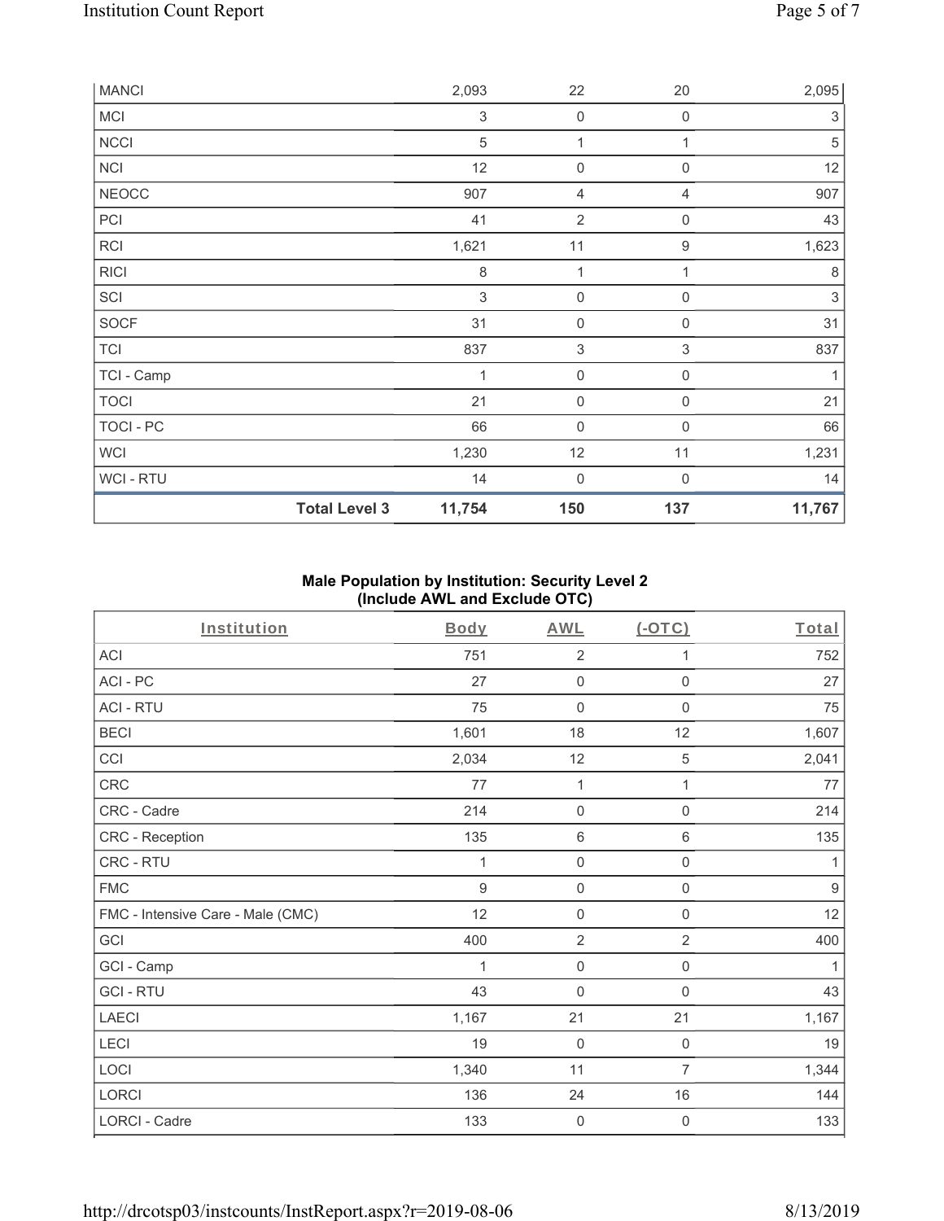| | | | | |
|---|---|---|---|---|
| MANCI | 2,093 | 22 | 20 | 2,095 |
| MCI | 3 | 0 | 0 | 3 |
| NCCI | 5 | 1 | 1 | 5 |
| NCI | 12 | 0 | 0 | 12 |
| NEOCC | 907 | 4 | 4 | 907 |
| PCI | 41 | 2 | 0 | 43 |
| RCI | 1,621 | 11 | 9 | 1,623 |
| RICI | 8 | 1 | 1 | 8 |
| SCI | 3 | 0 | 0 | 3 |
| SOCF | 31 | 0 | 0 | 31 |
| TCI | 837 | 3 | 3 | 837 |
| TCI - Camp | 1 | 0 | 0 | 1 |
| TOCI | 21 | 0 | 0 | 21 |
| TOCI - PC | 66 | 0 | 0 | 66 |
| WCI | 1,230 | 12 | 11 | 1,231 |
| WCI - RTU | 14 | 0 | 0 | 14 |
| **Total Level 3** | **11,754** | **150** | **137** | **11,767** |

### Male Population by Institution: Security Level 2 (Include AWL and Exclude OTC)

| Institution | Body | AWL | (-OTC) | Total |
|---|---|---|---|---|
| ACI | 751 | 2 | 1 | 752 |
| ACI - PC | 27 | 0 | 0 | 27 |
| ACI - RTU | 75 | 0 | 0 | 75 |
| BECI | 1,601 | 18 | 12 | 1,607 |
| CCI | 2,034 | 12 | 5 | 2,041 |
| CRC | 77 | 1 | 1 | 77 |
| CRC - Cadre | 214 | 0 | 0 | 214 |
| CRC - Reception | 135 | 6 | 6 | 135 |
| CRC - RTU | 1 | 0 | 0 | 1 |
| FMC | 9 | 0 | 0 | 9 |
| FMC - Intensive Care - Male (CMC) | 12 | 0 | 0 | 12 |
| GCI | 400 | 2 | 2 | 400 |
| GCI - Camp | 1 | 0 | 0 | 1 |
| GCI - RTU | 43 | 0 | 0 | 43 |
| LAECI | 1,167 | 21 | 21 | 1,167 |
| LECI | 19 | 0 | 0 | 19 |
| LOCI | 1,340 | 11 | 7 | 1,344 |
| LORCI | 136 | 24 | 16 | 144 |
| LORCI - Cadre | 133 | 0 | 0 | 133 |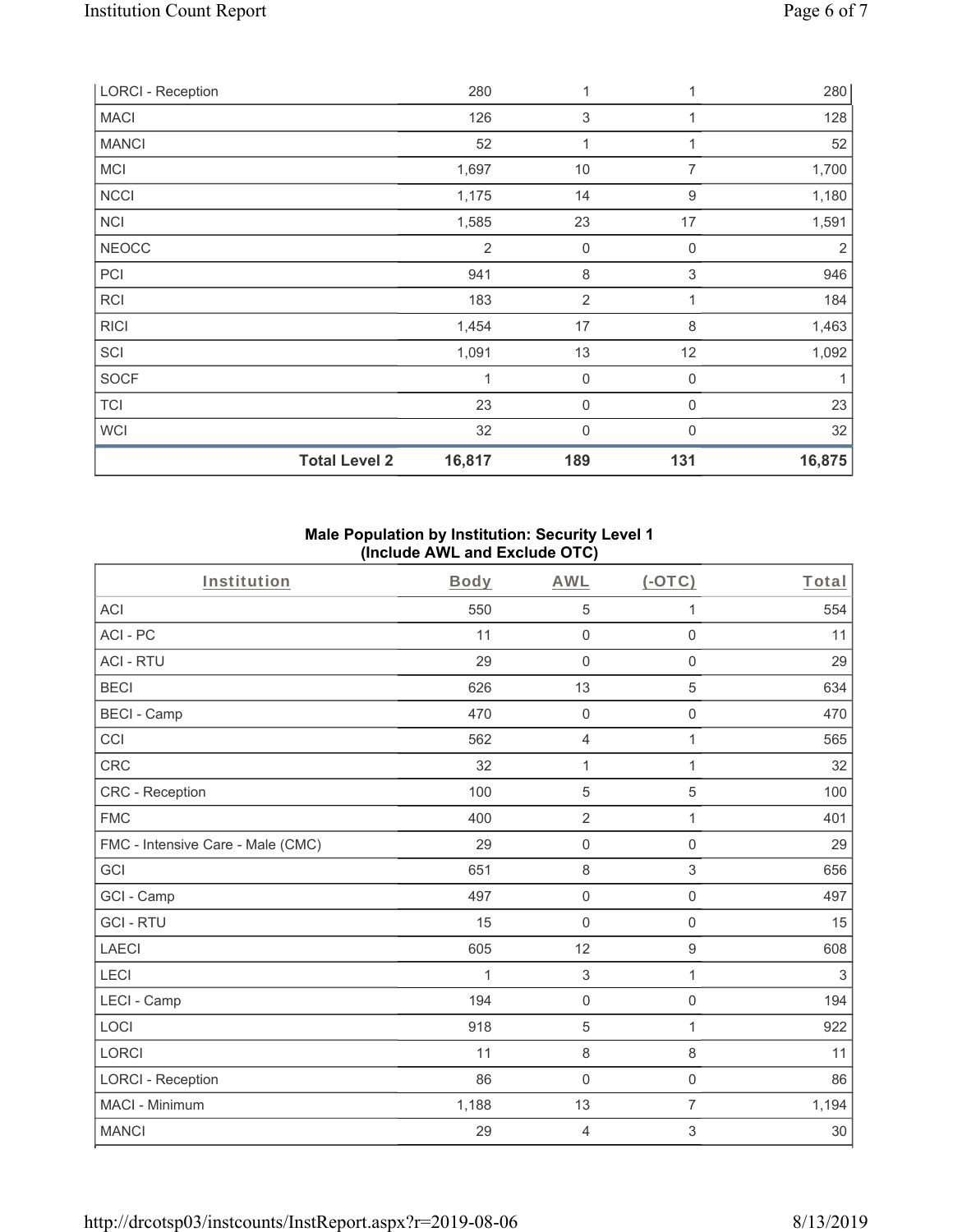| LORCI - Reception | | 280 | 1 | 1 | 280 |
|---|---|---|---|---|---|
| MACI | | 126 | 3 | 1 | 128 |
| MANCI | | 52 | 1 | 1 | 52 |
| MCI | | 1,697 | 10 | 7 | 1,700 |
| NCCI | | 1,175 | 14 | 9 | 1,180 |
| NCI | | 1,585 | 23 | 17 | 1,591 |
| NEOCC | | 2 | 0 | 0 | 2 |
| PCI | | 941 | 8 | 3 | 946 |
| RCI | | 183 | 2 | 1 | 184 |
| RICI | | 1,454 | 17 | 8 | 1,463 |
| SCI | | 1,091 | 13 | 12 | 1,092 |
| SOCF | | 1 | 0 | 0 | 1 |
| TCI | | 23 | 0 | 0 | 23 |
| WCI | | 32 | 0 | 0 | 32 |
| | **Total Level 2** | **16,817** | **189** | **131** | **16,875** |

**Male Population by Institution: Security Level 1**
**(Include AWL and Exclude OTC)**

| Institution | Body | AWL | (-OTC) | Total |
|---|---|---|---|---|
| ACI | 550 | 5 | 1 | 554 |
| ACI - PC | 11 | 0 | 0 | 11 |
| ACI - RTU | 29 | 0 | 0 | 29 |
| BECI | 626 | 13 | 5 | 634 |
| BECI - Camp | 470 | 0 | 0 | 470 |
| CCI | 562 | 4 | 1 | 565 |
| CRC | 32 | 1 | 1 | 32 |
| CRC - Reception | 100 | 5 | 5 | 100 |
| FMC | 400 | 2 | 1 | 401 |
| FMC - Intensive Care - Male (CMC) | 29 | 0 | 0 | 29 |
| GCI | 651 | 8 | 3 | 656 |
| GCI - Camp | 497 | 0 | 0 | 497 |
| GCI - RTU | 15 | 0 | 0 | 15 |
| LAECI | 605 | 12 | 9 | 608 |
| LECI | 1 | 3 | 1 | 3 |
| LECI - Camp | 194 | 0 | 0 | 194 |
| LOCI | 918 | 5 | 1 | 922 |
| LORCI | 11 | 8 | 8 | 11 |
| LORCI - Reception | 86 | 0 | 0 | 86 |
| MACI - Minimum | 1,188 | 13 | 7 | 1,194 |
| MANCI | 29 | 4 | 3 | 30 |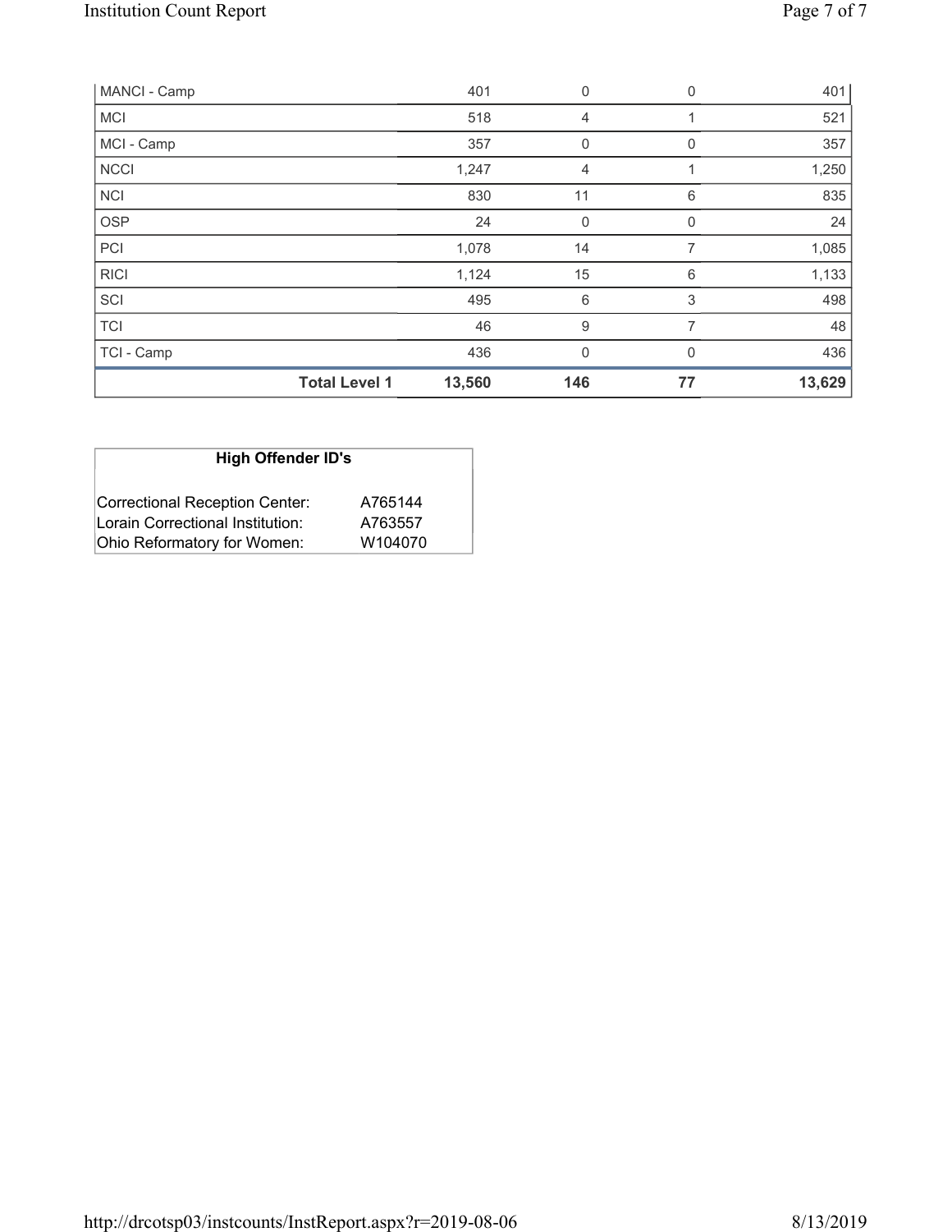| | | | | |
|---|---|---|---|---|
| MANCI - Camp | 401 | 0 | 0 | 401 |
| MCI | 518 | 4 | 1 | 521 |
| MCI - Camp | 357 | 0 | 0 | 357 |
| NCCI | 1,247 | 4 | 1 | 1,250 |
| NCI | 830 | 11 | 6 | 835 |
| OSP | 24 | 0 | 0 | 24 |
| PCI | 1,078 | 14 | 7 | 1,085 |
| RICI | 1,124 | 15 | 6 | 1,133 |
| SCI | 495 | 6 | 3 | 498 |
| TCI | 46 | 9 | 7 | 48 |
| TCI - Camp | 436 | 0 | 0 | 436 |
| **Total Level 1** | **13,560** | **146** | **77** | **13,629** |

| High Offender ID's | |
|---|---|
| Correctional Reception Center: | A765144 |
| Lorain Correctional Institution: | A763557 |
| Ohio Reformatory for Women: | W104070 |